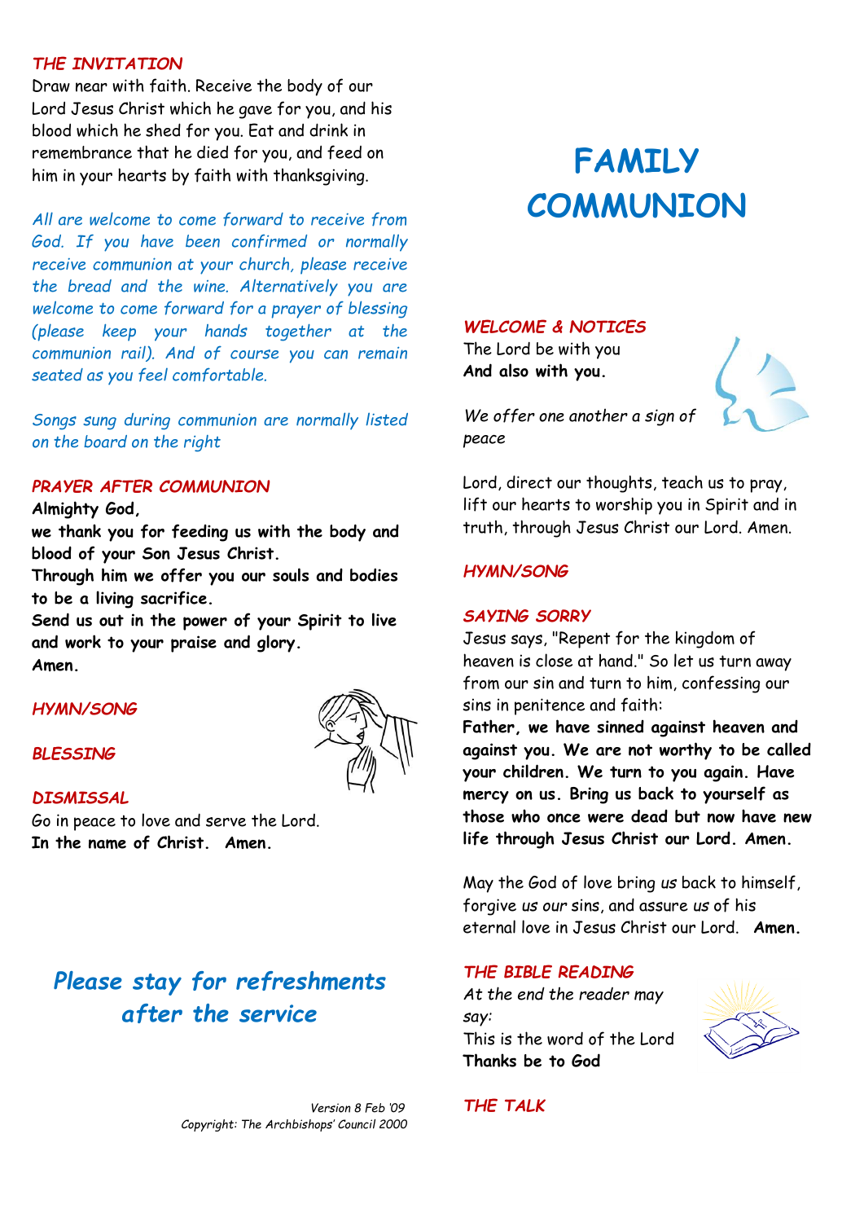### *THE INVITATION*

Draw near with faith. Receive the body of our Lord Jesus Christ which he gave for you, and his blood which he shed for you. Eat and drink in remembrance that he died for you, and feed on him in your hearts by faith with thanksgiving.

*All are welcome to come forward to receive from God. If you have been confirmed or normally receive communion at your church, please receive the bread and the wine. Alternatively you are welcome to come forward for a prayer of blessing (please keep your hands together at the communion rail). And of course you can remain seated as you feel comfortable.*

*Songs sung during communion are normally listed on the board on the right*

### *PRAYER AFTER COMMUNION*

**Almighty God,**
**we thank you for feeding us with the body and blood of your Son Jesus Christ.**
**Through him we offer you our souls and bodies to be a living sacrifice.**
**Send us out in the power of your Spirit to live and work to your praise and glory.**
**Amen.**

### *HYMN/SONG*

### *BLESSING*

### *DISMISSAL*

Go in peace to love and serve the Lord.
**In the name of Christ. Amen.**

## *Please stay for refreshments after the service*

*Version 8 Feb '09*
*Copyright: The Archbishops' Council 2000*

# FAMILY COMMUNION

### *WELCOME & NOTICES*

The Lord be with you
**And also with you.**

*We offer one another a sign of peace*

Lord, direct our thoughts, teach us to pray, lift our hearts to worship you in Spirit and in truth, through Jesus Christ our Lord. Amen.

### *HYMN/SONG*

### *SAYING SORRY*

Jesus says, "Repent for the kingdom of heaven is close at hand." So let us turn away from our sin and turn to him, confessing our sins in penitence and faith:

**Father, we have sinned against heaven and against you. We are not worthy to be called your children. We turn to you again. Have mercy on us. Bring us back to yourself as those who once were dead but now have new life through Jesus Christ our Lord. Amen.**

May the God of love bring *us* back to himself, forgive *us our* sins, and assure *us* of his eternal love in Jesus Christ our Lord. **Amen.**

### *THE BIBLE READING*

*At the end the reader may say:*
This is the word of the Lord
**Thanks be to God**

### *THE TALK*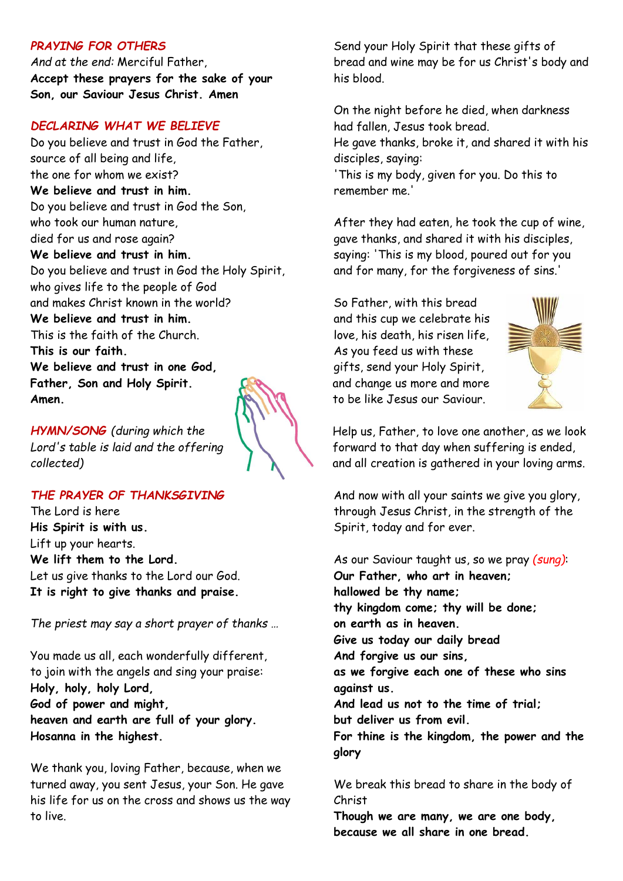## *PRAYING FOR OTHERS*

*And at the end:* Merciful Father,
**Accept these prayers for the sake of your Son, our Saviour Jesus Christ. Amen**

## *DECLARING WHAT WE BELIEVE*

Do you believe and trust in God the Father,
source of all being and life,
the one for whom we exist?
**We believe and trust in him.**
Do you believe and trust in God the Son,
who took our human nature,
died for us and rose again?
**We believe and trust in him.**
Do you believe and trust in God the Holy Spirit,
who gives life to the people of God
and makes Christ known in the world?
**We believe and trust in him.**
This is the faith of the Church.
**This is our faith.**
**We believe and trust in one God,**
**Father, Son and Holy Spirit.**
**Amen.**

***HYMN/SONG*** *(during which the Lord's table is laid and the offering collected)*

## *THE PRAYER OF THANKSGIVING*

The Lord is here
**His Spirit is with us.**
Lift up your hearts.
**We lift them to the Lord.**
Let us give thanks to the Lord our God.
**It is right to give thanks and praise.**

*The priest may say a short prayer of thanks …*

You made us all, each wonderfully different,
to join with the angels and sing your praise:
**Holy, holy, holy Lord,**
**God of power and might,**
**heaven and earth are full of your glory.**
**Hosanna in the highest.**

We thank you, loving Father, because, when we turned away, you sent Jesus, your Son. He gave his life for us on the cross and shows us the way to live.

Send your Holy Spirit that these gifts of bread and wine may be for us Christ's body and his blood.

On the night before he died, when darkness had fallen, Jesus took bread.
He gave thanks, broke it, and shared it with his disciples, saying:
'This is my body, given for you. Do this to remember me.'

After they had eaten, he took the cup of wine, gave thanks, and shared it with his disciples, saying: 'This is my blood, poured out for you and for many, for the forgiveness of sins.'

So Father, with this bread and this cup we celebrate his love, his death, his risen life, As you feed us with these gifts, send your Holy Spirit, and change us more and more to be like Jesus our Saviour.

Help us, Father, to love one another, as we look forward to that day when suffering is ended, and all creation is gathered in your loving arms.

And now with all your saints we give you glory, through Jesus Christ, in the strength of the Spirit, today and for ever.

As our Saviour taught us, so we pray *(sung)*:
**Our Father, who art in heaven;**
**hallowed be thy name;**
**thy kingdom come; thy will be done;**
**on earth as in heaven.**
**Give us today our daily bread**
**And forgive us our sins,**
**as we forgive each one of these who sins against us.**
**And lead us not to the time of trial;**
**but deliver us from evil.**
**For thine is the kingdom, the power and the glory**

We break this bread to share in the body of Christ
**Though we are many, we are one body, because we all share in one bread.**